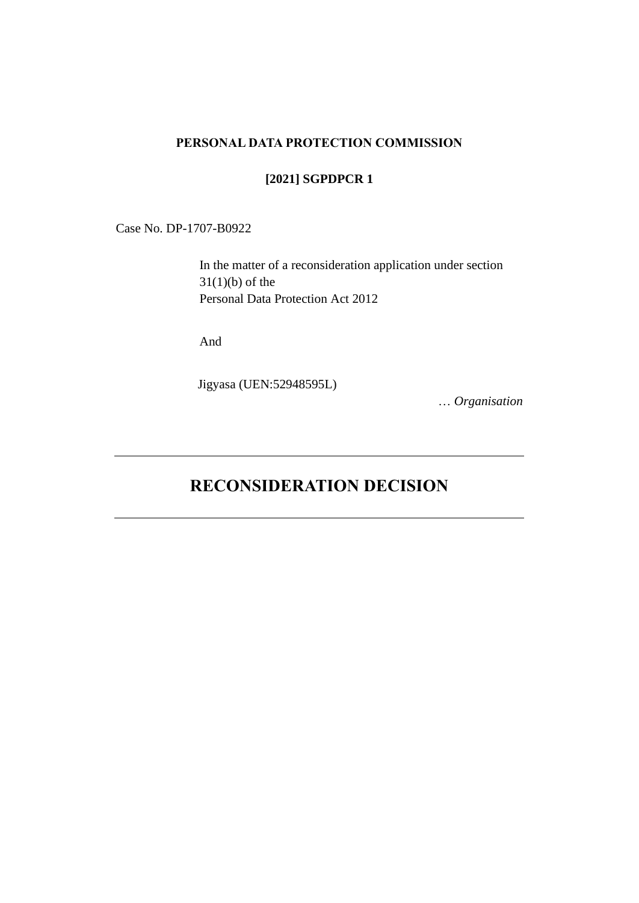**PERSONAL DATA PROTECTION COMMISSION**

**[2021] SGPDPCR 1**

Case No. DP-1707-B0922

In the matter of a reconsideration application under section 31(1)(b) of the
Personal Data Protection Act 2012

And

Jigyasa (UEN:52948595L)

… *Organisation*

---

# RECONSIDERATION DECISION

---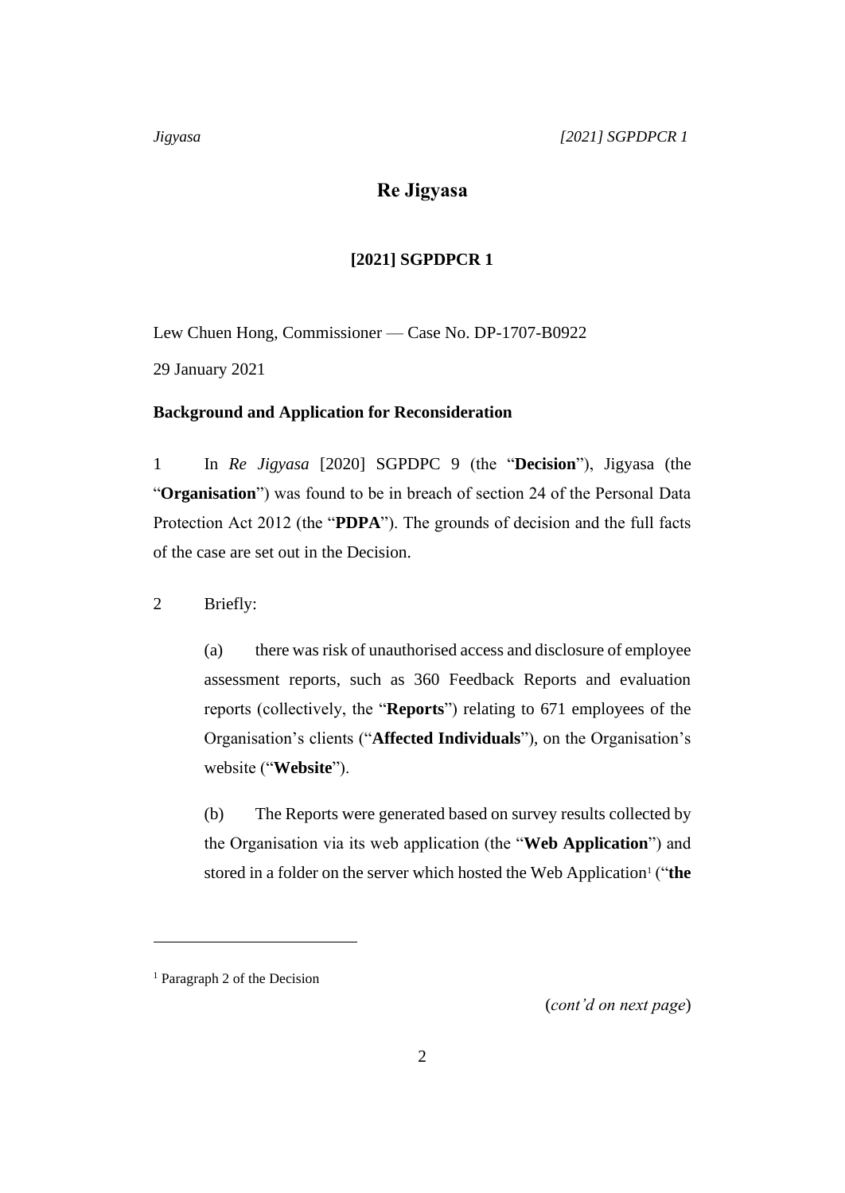# Re Jigyasa

## [2021] SGPDPCR 1

Lew Chuen Hong, Commissioner — Case No. DP-1707-B0922

29 January 2021

### Background and Application for Reconsideration

1 In *Re Jigyasa* [2020] SGPDPC 9 (the "**Decision**"), Jigyasa (the "**Organisation**") was found to be in breach of section 24 of the Personal Data Protection Act 2012 (the "**PDPA**"). The grounds of decision and the full facts of the case are set out in the Decision.

2 Briefly:

(a) there was risk of unauthorised access and disclosure of employee assessment reports, such as 360 Feedback Reports and evaluation reports (collectively, the "**Reports**") relating to 671 employees of the Organisation's clients ("**Affected Individuals**"), on the Organisation's website ("**Website**").

(b) The Reports were generated based on survey results collected by the Organisation via its web application (the "**Web Application**") and stored in a folder on the server which hosted the Web Application[1] ("**the**

[1] Paragraph 2 of the Decision

(*cont'd on next page*)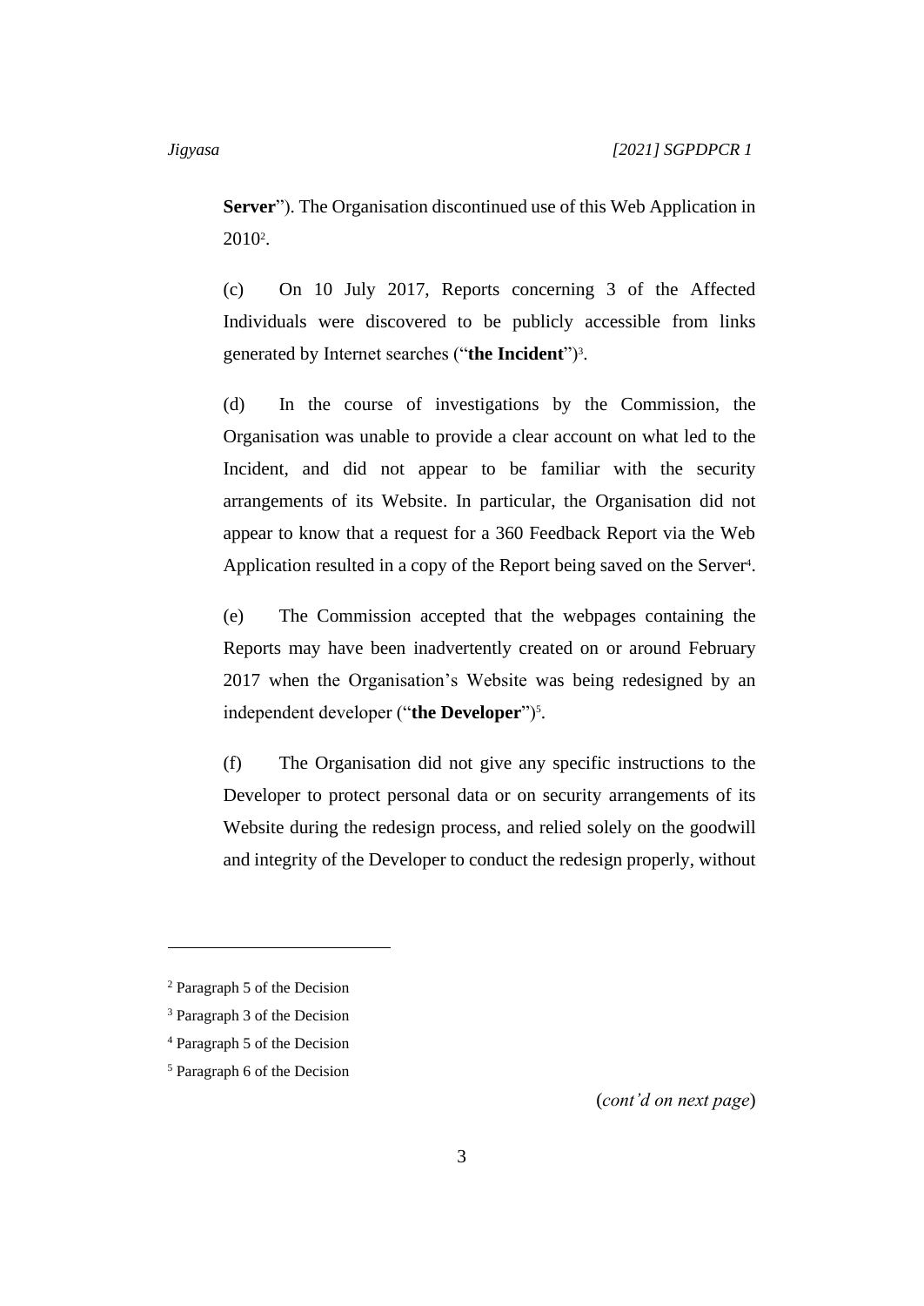**Server**"). The Organisation discontinued use of this Web Application in 2010[2].

(c) On 10 July 2017, Reports concerning 3 of the Affected Individuals were discovered to be publicly accessible from links generated by Internet searches ("**the Incident**")[3].

(d) In the course of investigations by the Commission, the Organisation was unable to provide a clear account on what led to the Incident, and did not appear to be familiar with the security arrangements of its Website. In particular, the Organisation did not appear to know that a request for a 360 Feedback Report via the Web Application resulted in a copy of the Report being saved on the Server[4].

(e) The Commission accepted that the webpages containing the Reports may have been inadvertently created on or around February 2017 when the Organisation's Website was being redesigned by an independent developer ("**the Developer**")[5].

(f) The Organisation did not give any specific instructions to the Developer to protect personal data or on security arrangements of its Website during the redesign process, and relied solely on the goodwill and integrity of the Developer to conduct the redesign properly, without

---

[2] Paragraph 5 of the Decision

[3] Paragraph 3 of the Decision

[4] Paragraph 5 of the Decision

[5] Paragraph 6 of the Decision

(*cont'd on next page*)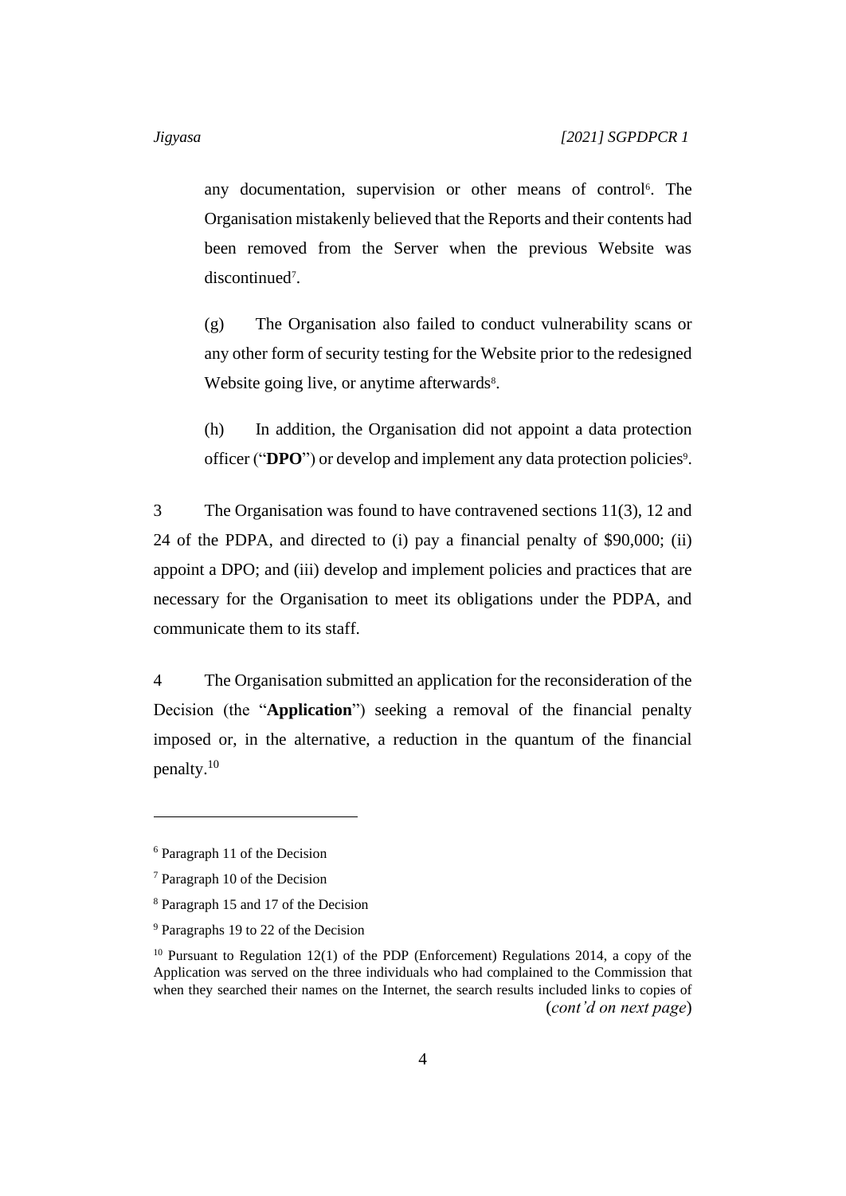any documentation, supervision or other means of control[6]. The Organisation mistakenly believed that the Reports and their contents had been removed from the Server when the previous Website was discontinued[7].

(g) The Organisation also failed to conduct vulnerability scans or any other form of security testing for the Website prior to the redesigned Website going live, or anytime afterwards[8].

(h) In addition, the Organisation did not appoint a data protection officer ("**DPO**") or develop and implement any data protection policies[9].

3 The Organisation was found to have contravened sections 11(3), 12 and 24 of the PDPA, and directed to (i) pay a financial penalty of $90,000; (ii) appoint a DPO; and (iii) develop and implement policies and practices that are necessary for the Organisation to meet its obligations under the PDPA, and communicate them to its staff.

4 The Organisation submitted an application for the reconsideration of the Decision (the "**Application**") seeking a removal of the financial penalty imposed or, in the alternative, a reduction in the quantum of the financial penalty.[10]

---

[6] Paragraph 11 of the Decision

[7] Paragraph 10 of the Decision

[8] Paragraph 15 and 17 of the Decision

[9] Paragraphs 19 to 22 of the Decision

[10] Pursuant to Regulation 12(1) of the PDP (Enforcement) Regulations 2014, a copy of the Application was served on the three individuals who had complained to the Commission that when they searched their names on the Internet, the search results included links to copies of (*cont'd on next page*)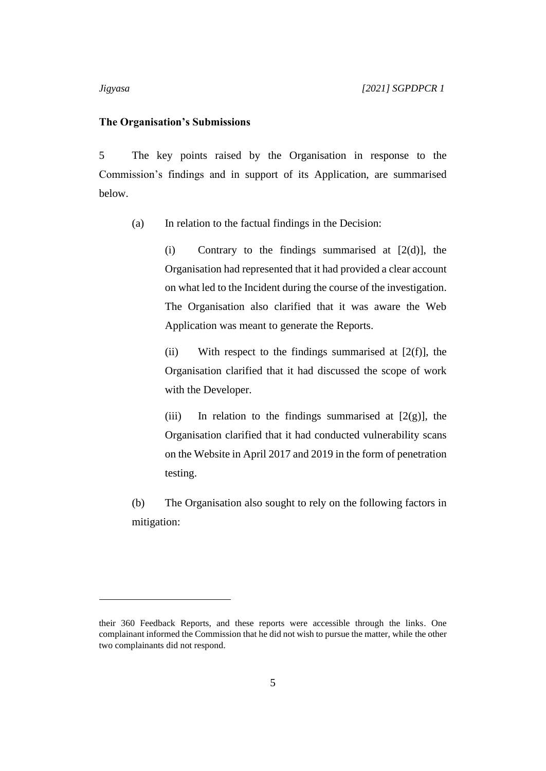**The Organisation's Submissions**

5 The key points raised by the Organisation in response to the Commission's findings and in support of its Application, are summarised below.

(a) In relation to the factual findings in the Decision:

(i) Contrary to the findings summarised at [2(d)], the Organisation had represented that it had provided a clear account on what led to the Incident during the course of the investigation. The Organisation also clarified that it was aware the Web Application was meant to generate the Reports.

(ii) With respect to the findings summarised at [2(f)], the Organisation clarified that it had discussed the scope of work with the Developer.

(iii) In relation to the findings summarised at [2(g)], the Organisation clarified that it had conducted vulnerability scans on the Website in April 2017 and 2019 in the form of penetration testing.

(b) The Organisation also sought to rely on the following factors in mitigation:

---

their 360 Feedback Reports, and these reports were accessible through the links. One complainant informed the Commission that he did not wish to pursue the matter, while the other two complainants did not respond.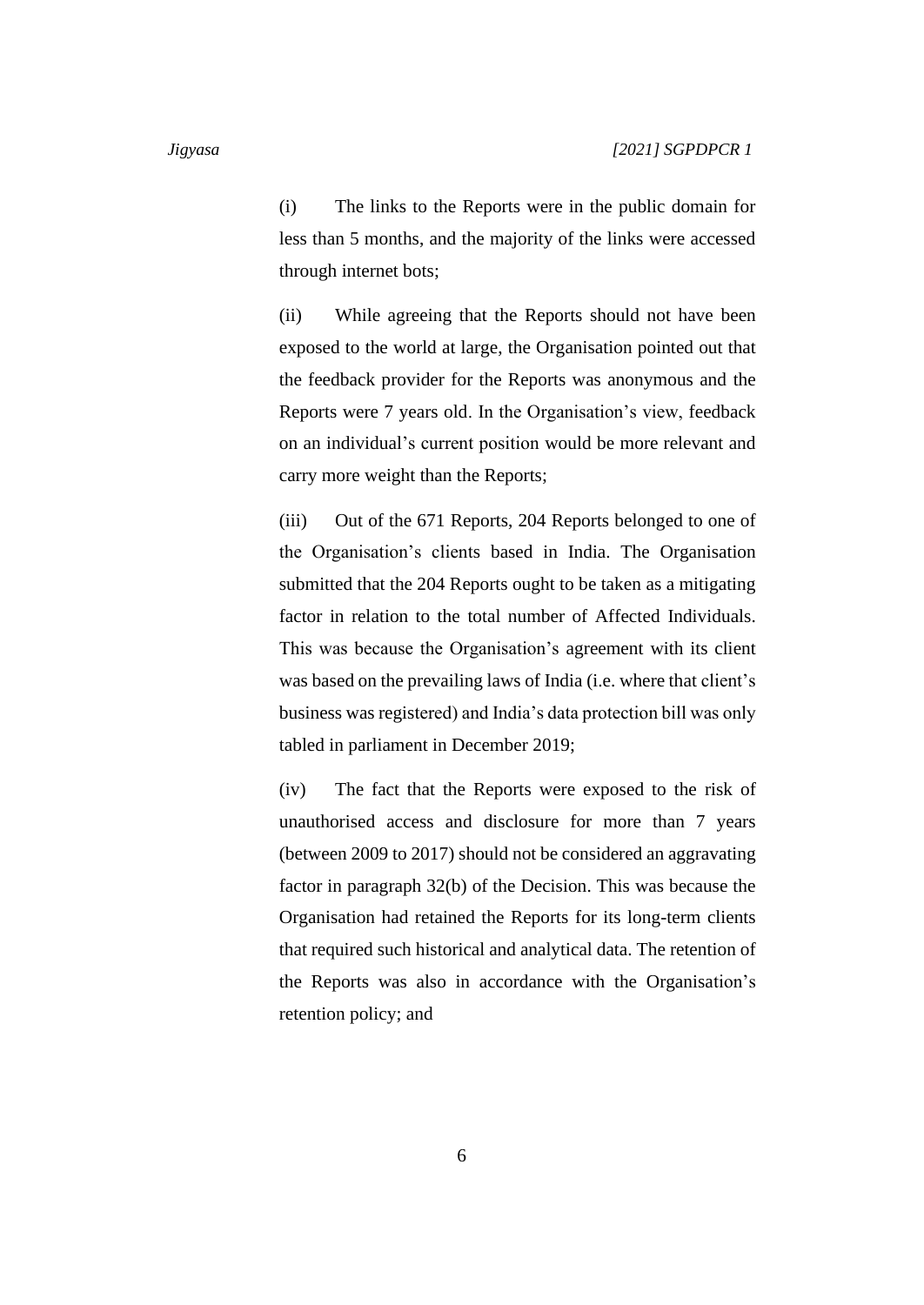(i) The links to the Reports were in the public domain for less than 5 months, and the majority of the links were accessed through internet bots;

(ii) While agreeing that the Reports should not have been exposed to the world at large, the Organisation pointed out that the feedback provider for the Reports was anonymous and the Reports were 7 years old. In the Organisation's view, feedback on an individual's current position would be more relevant and carry more weight than the Reports;

(iii) Out of the 671 Reports, 204 Reports belonged to one of the Organisation's clients based in India. The Organisation submitted that the 204 Reports ought to be taken as a mitigating factor in relation to the total number of Affected Individuals. This was because the Organisation's agreement with its client was based on the prevailing laws of India (i.e. where that client's business was registered) and India's data protection bill was only tabled in parliament in December 2019;

(iv) The fact that the Reports were exposed to the risk of unauthorised access and disclosure for more than 7 years (between 2009 to 2017) should not be considered an aggravating factor in paragraph 32(b) of the Decision. This was because the Organisation had retained the Reports for its long-term clients that required such historical and analytical data. The retention of the Reports was also in accordance with the Organisation's retention policy; and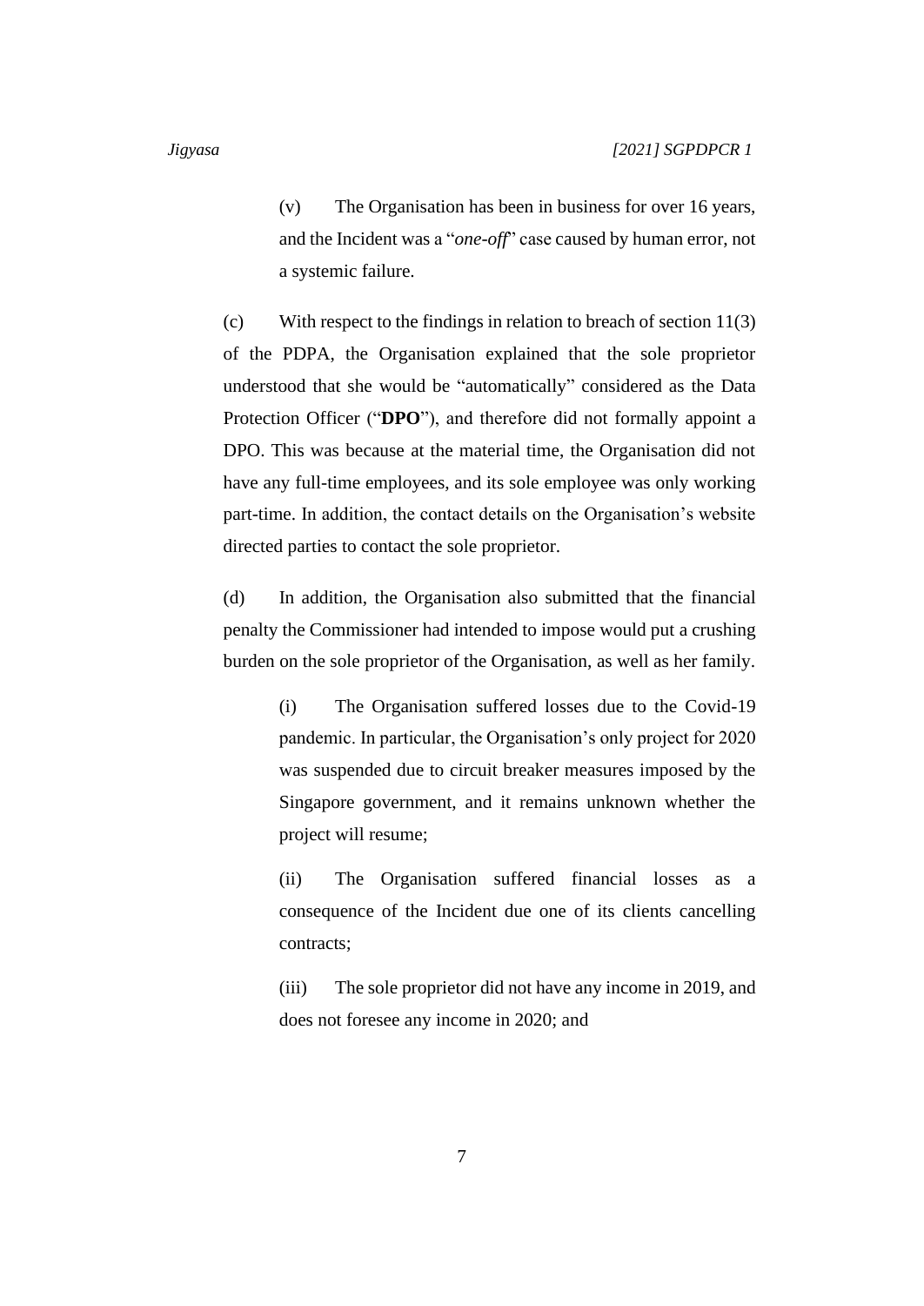(v) The Organisation has been in business for over 16 years, and the Incident was a "*one-off*" case caused by human error, not a systemic failure.

(c) With respect to the findings in relation to breach of section 11(3) of the PDPA, the Organisation explained that the sole proprietor understood that she would be "automatically" considered as the Data Protection Officer ("**DPO**"), and therefore did not formally appoint a DPO. This was because at the material time, the Organisation did not have any full-time employees, and its sole employee was only working part-time. In addition, the contact details on the Organisation's website directed parties to contact the sole proprietor.

(d) In addition, the Organisation also submitted that the financial penalty the Commissioner had intended to impose would put a crushing burden on the sole proprietor of the Organisation, as well as her family.

(i) The Organisation suffered losses due to the Covid-19 pandemic. In particular, the Organisation's only project for 2020 was suspended due to circuit breaker measures imposed by the Singapore government, and it remains unknown whether the project will resume;

(ii) The Organisation suffered financial losses as a consequence of the Incident due one of its clients cancelling contracts;

(iii) The sole proprietor did not have any income in 2019, and does not foresee any income in 2020; and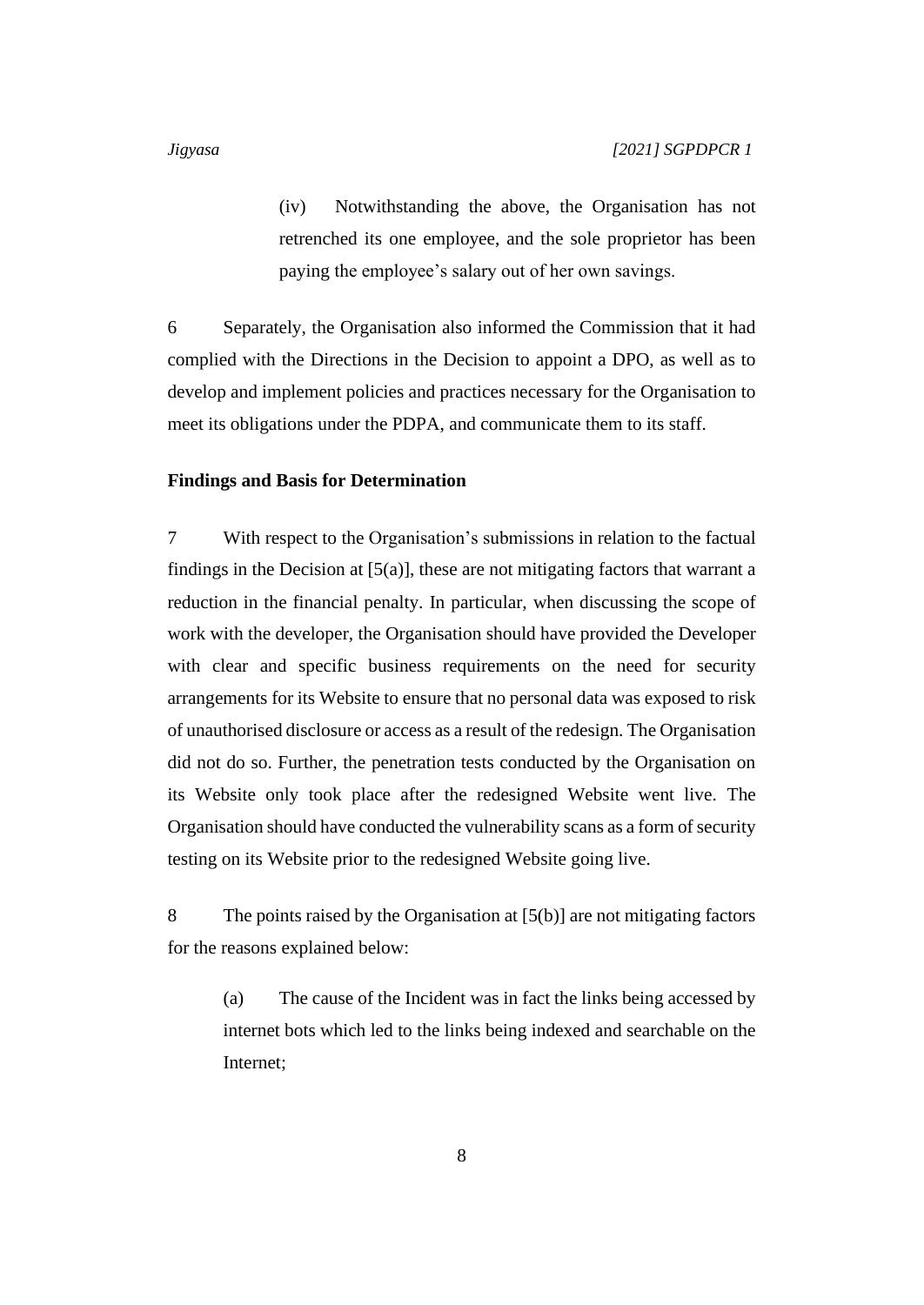(iv) Notwithstanding the above, the Organisation has not retrenched its one employee, and the sole proprietor has been paying the employee's salary out of her own savings.

6 Separately, the Organisation also informed the Commission that it had complied with the Directions in the Decision to appoint a DPO, as well as to develop and implement policies and practices necessary for the Organisation to meet its obligations under the PDPA, and communicate them to its staff.

**Findings and Basis for Determination**

7 With respect to the Organisation's submissions in relation to the factual findings in the Decision at [5(a)], these are not mitigating factors that warrant a reduction in the financial penalty. In particular, when discussing the scope of work with the developer, the Organisation should have provided the Developer with clear and specific business requirements on the need for security arrangements for its Website to ensure that no personal data was exposed to risk of unauthorised disclosure or access as a result of the redesign. The Organisation did not do so. Further, the penetration tests conducted by the Organisation on its Website only took place after the redesigned Website went live. The Organisation should have conducted the vulnerability scans as a form of security testing on its Website prior to the redesigned Website going live.

8 The points raised by the Organisation at [5(b)] are not mitigating factors for the reasons explained below:

(a) The cause of the Incident was in fact the links being accessed by internet bots which led to the links being indexed and searchable on the Internet;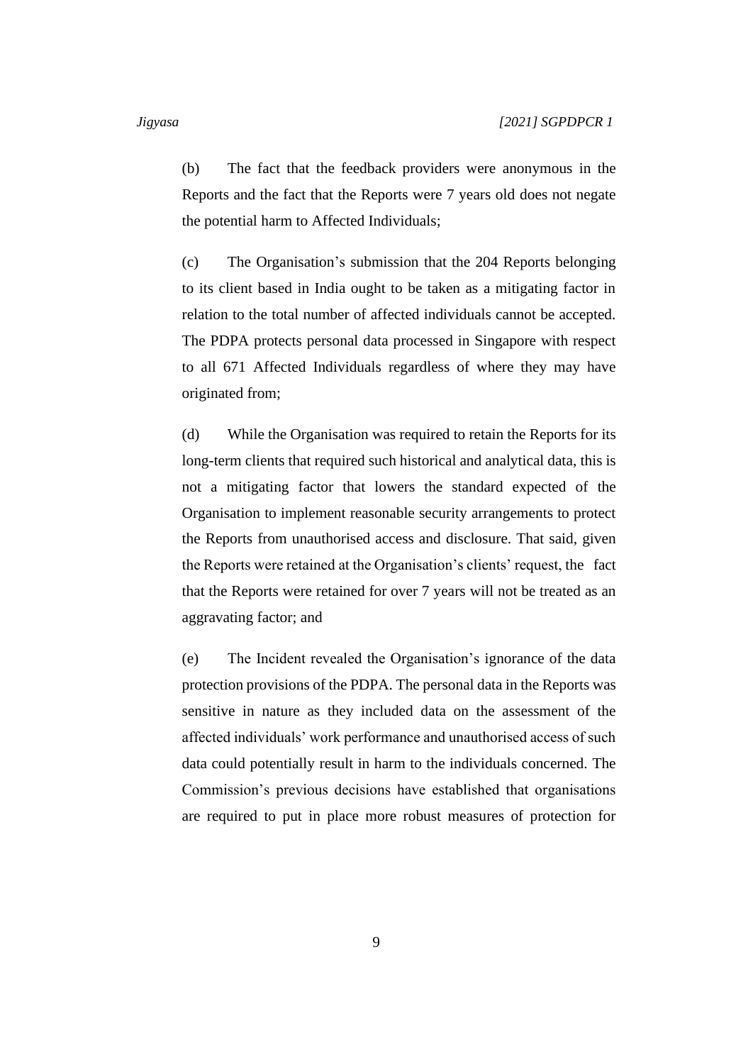(b) The fact that the feedback providers were anonymous in the Reports and the fact that the Reports were 7 years old does not negate the potential harm to Affected Individuals;

(c) The Organisation's submission that the 204 Reports belonging to its client based in India ought to be taken as a mitigating factor in relation to the total number of affected individuals cannot be accepted. The PDPA protects personal data processed in Singapore with respect to all 671 Affected Individuals regardless of where they may have originated from;

(d) While the Organisation was required to retain the Reports for its long-term clients that required such historical and analytical data, this is not a mitigating factor that lowers the standard expected of the Organisation to implement reasonable security arrangements to protect the Reports from unauthorised access and disclosure. That said, given the Reports were retained at the Organisation's clients' request, the fact that the Reports were retained for over 7 years will not be treated as an aggravating factor; and

(e) The Incident revealed the Organisation's ignorance of the data protection provisions of the PDPA. The personal data in the Reports was sensitive in nature as they included data on the assessment of the affected individuals' work performance and unauthorised access of such data could potentially result in harm to the individuals concerned. The Commission's previous decisions have established that organisations are required to put in place more robust measures of protection for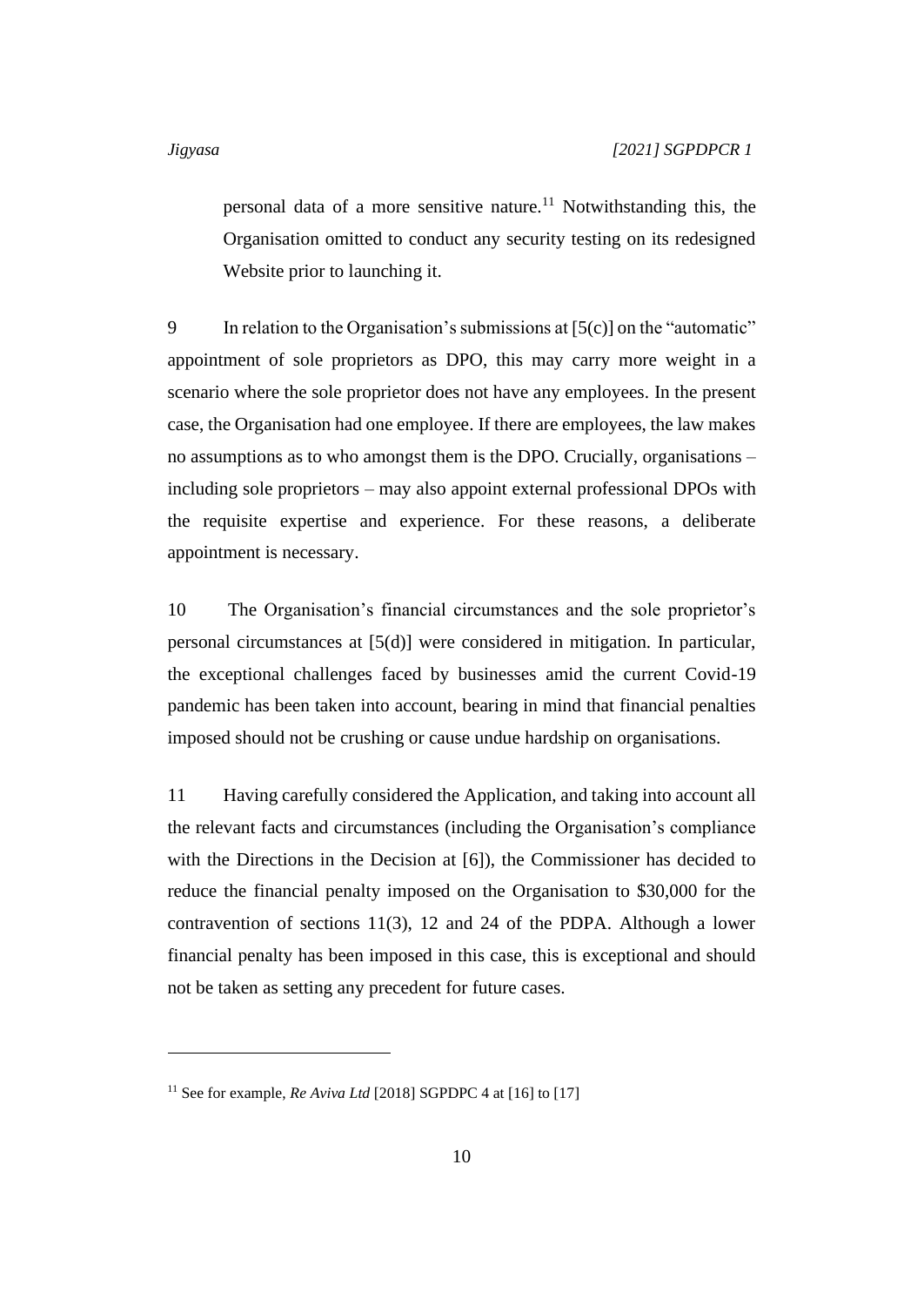personal data of a more sensitive nature.[11] Notwithstanding this, the Organisation omitted to conduct any security testing on its redesigned Website prior to launching it.

9 In relation to the Organisation's submissions at [5(c)] on the "automatic" appointment of sole proprietors as DPO, this may carry more weight in a scenario where the sole proprietor does not have any employees. In the present case, the Organisation had one employee. If there are employees, the law makes no assumptions as to who amongst them is the DPO. Crucially, organisations – including sole proprietors – may also appoint external professional DPOs with the requisite expertise and experience. For these reasons, a deliberate appointment is necessary.

10 The Organisation's financial circumstances and the sole proprietor's personal circumstances at [5(d)] were considered in mitigation. In particular, the exceptional challenges faced by businesses amid the current Covid-19 pandemic has been taken into account, bearing in mind that financial penalties imposed should not be crushing or cause undue hardship on organisations.

11 Having carefully considered the Application, and taking into account all the relevant facts and circumstances (including the Organisation's compliance with the Directions in the Decision at [6]), the Commissioner has decided to reduce the financial penalty imposed on the Organisation to $30,000 for the contravention of sections 11(3), 12 and 24 of the PDPA. Although a lower financial penalty has been imposed in this case, this is exceptional and should not be taken as setting any precedent for future cases.

---

[11] See for example, *Re Aviva Ltd* [2018] SGPDPC 4 at [16] to [17]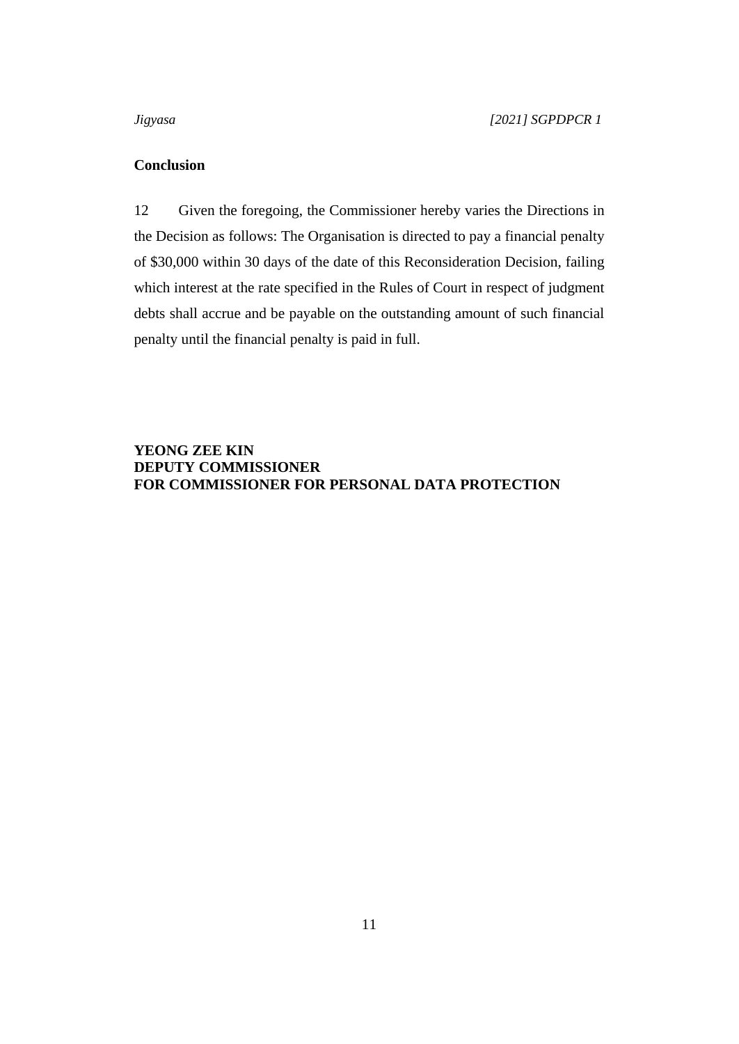**Conclusion**

12 Given the foregoing, the Commissioner hereby varies the Directions in the Decision as follows: The Organisation is directed to pay a financial penalty of $30,000 within 30 days of the date of this Reconsideration Decision, failing which interest at the rate specified in the Rules of Court in respect of judgment debts shall accrue and be payable on the outstanding amount of such financial penalty until the financial penalty is paid in full.

**YEONG ZEE KIN**
**DEPUTY COMMISSIONER**
**FOR COMMISSIONER FOR PERSONAL DATA PROTECTION**